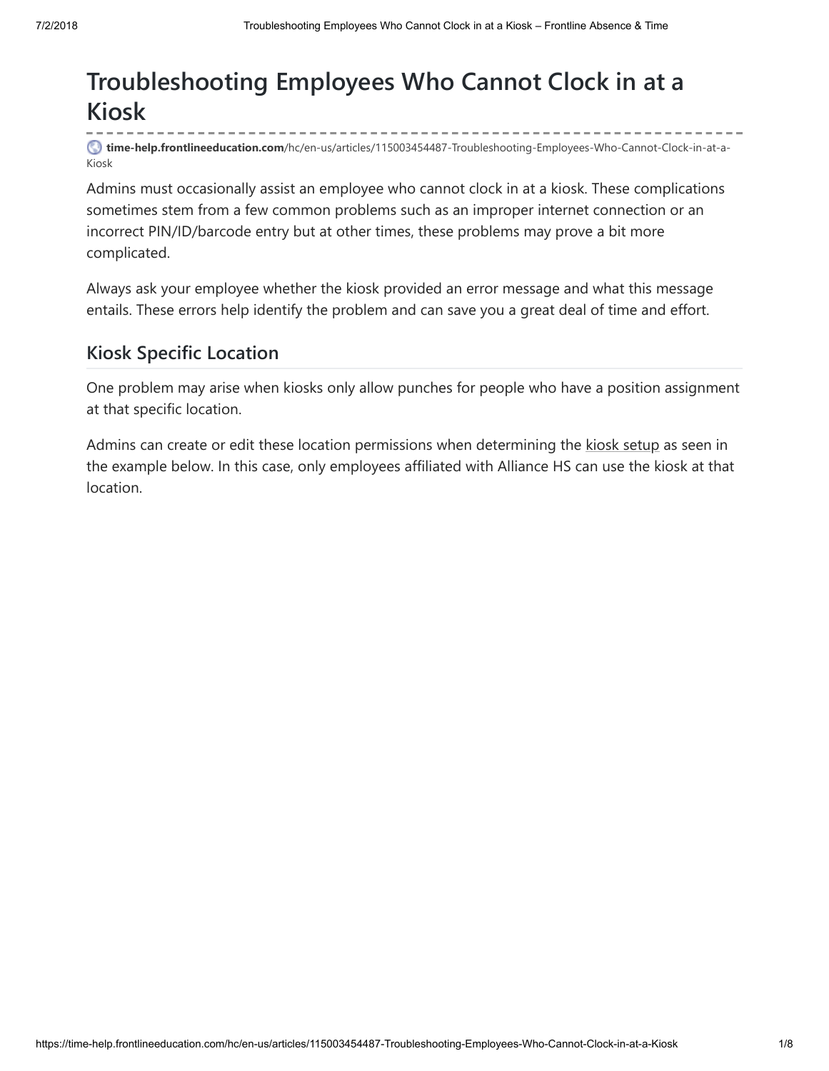# Troubleshooting Employees Who Cannot Clock in at a Kiosk

**time-help.frontlineeducation.com**/hc/en-us/articles/115003454487-Troubleshooting-Employees-Who-Cannot-Clock-in-at-a-Kiosk

Admins must occasionally assist an employee who cannot clock in at a kiosk. These complications sometimes stem from a few common problems such as an improper internet connection or an incorrect PIN/ID/barcode entry but at other times, these problems may prove a bit more complicated.

Always ask your employee whether the kiosk provided an error message and what this message entails. These errors help identify the problem and can save you a great deal of time and effort.

## Kiosk Specific Location

One problem may arise when kiosks only allow punches for people who have a position assignment at that specific location.

Admins can create or edit these location permissions when determining the kiosk setup as seen in the example below. In this case, only employees affiliated with Alliance HS can use the kiosk at that location.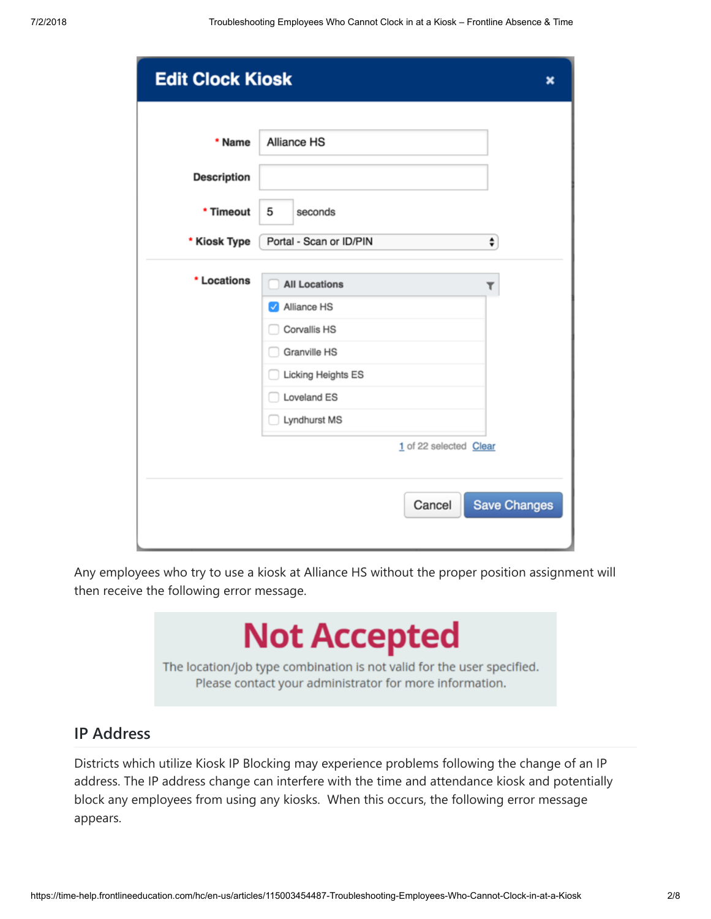Any employees who try to use a kiosk at Alliance HS without the proper position assignment will then receive the following error message.

## IP Address

Districts which utilize Kiosk IP Blocking may experience problems following the change of an IP address. The IP address change can interfere with the time and attendance kiosk and potentially block any employees from using any kiosks. When this occurs, the following error message appears.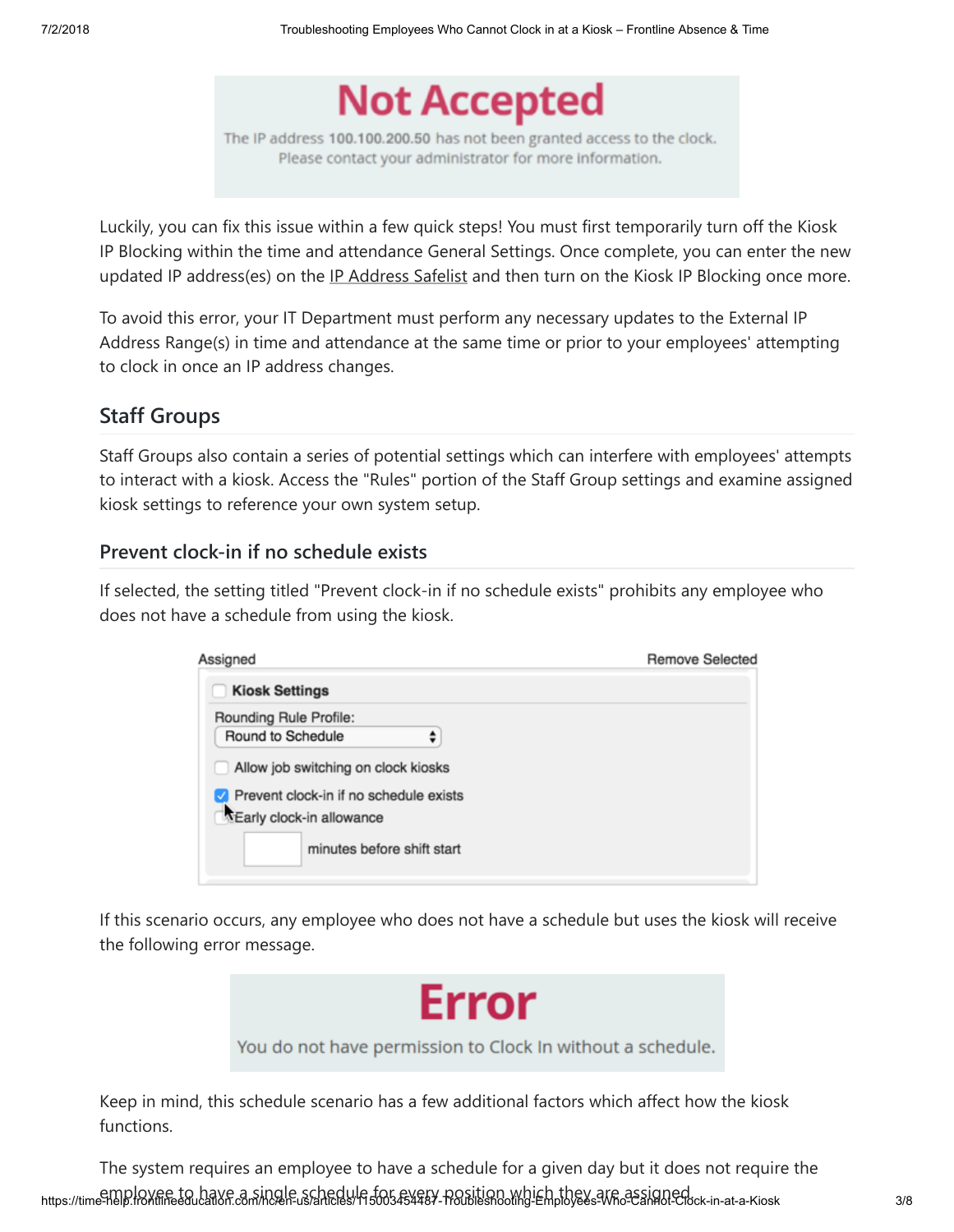**Not Accepted**

The IP address 100.100.200.50 has not been granted access to the clock. Please contact your administrator for more information.

Luckily, you can fix this issue within a few quick steps! You must first temporarily turn off the Kiosk IP Blocking within the time and attendance General Settings. Once complete, you can enter the new updated IP address(es) on the IP Address Safelist and then turn on the Kiosk IP Blocking once more.

To avoid this error, your IT Department must perform any necessary updates to the External IP Address Range(s) in time and attendance at the same time or prior to your employees' attempting to clock in once an IP address changes.

## Staff Groups

Staff Groups also contain a series of potential settings which can interfere with employees' attempts to interact with a kiosk. Access the "Rules" portion of the Staff Group settings and examine assigned kiosk settings to reference your own system setup.

### Prevent clock-in if no schedule exists

If selected, the setting titled "Prevent clock-in if no schedule exists" prohibits any employee who does not have a schedule from using the kiosk.

Assigned — Remove Selected

- [ ] **Kiosk Settings**

Rounding Rule Profile: Round to Schedule

- [ ] Allow job switching on clock kiosks
- [x] Prevent clock-in if no schedule exists
- [ ] Early clock-in allowance

minutes before shift start

If this scenario occurs, any employee who does not have a schedule but uses the kiosk will receive the following error message.

**Error**

You do not have permission to Clock In without a schedule.

Keep in mind, this schedule scenario has a few additional factors which affect how the kiosk functions.

The system requires an employee to have a schedule for a given day but it does not require the employee to have a single schedule for every position which they are assigned.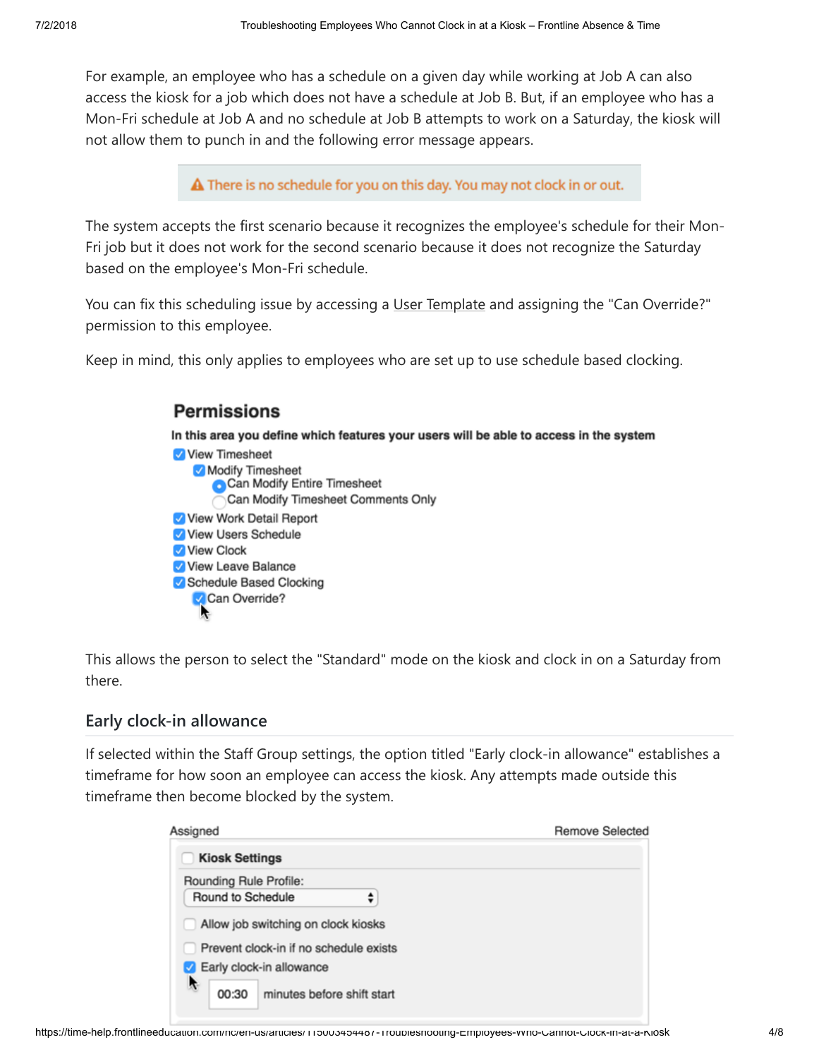For example, an employee who has a schedule on a given day while working at Job A can also access the kiosk for a job which does not have a schedule at Job B. But, if an employee who has a Mon-Fri schedule at Job A and no schedule at Job B attempts to work on a Saturday, the kiosk will not allow them to punch in and the following error message appears.

> ⚠ There is no schedule for you on this day. You may not clock in or out.

The system accepts the first scenario because it recognizes the employee's schedule for their Mon-Fri job but it does not work for the second scenario because it does not recognize the Saturday based on the employee's Mon-Fri schedule.

You can fix this scheduling issue by accessing a User Template and assigning the "Can Override?" permission to this employee.

Keep in mind, this only applies to employees who are set up to use schedule based clocking.

**Permissions**

**In this area you define which features your users will be able to access in the system**

- [x] View Timesheet
  - [x] Modify Timesheet
    - (●) Can Modify Entire Timesheet
    - ( ) Can Modify Timesheet Comments Only
- [x] View Work Detail Report
- [x] View Users Schedule
- [x] View Clock
- [x] View Leave Balance
- [x] Schedule Based Clocking
  - [x] Can Override?

This allows the person to select the "Standard" mode on the kiosk and clock in on a Saturday from there.

## Early clock-in allowance

If selected within the Staff Group settings, the option titled "Early clock-in allowance" establishes a timeframe for how soon an employee can access the kiosk. Any attempts made outside this timeframe then become blocked by the system.

Assigned | Remove Selected

- [ ] **Kiosk Settings**

Rounding Rule Profile: Round to Schedule

- [ ] Allow job switching on clock kiosks
- [ ] Prevent clock-in if no schedule exists
- [x] Early clock-in allowance
  - 00:30 minutes before shift start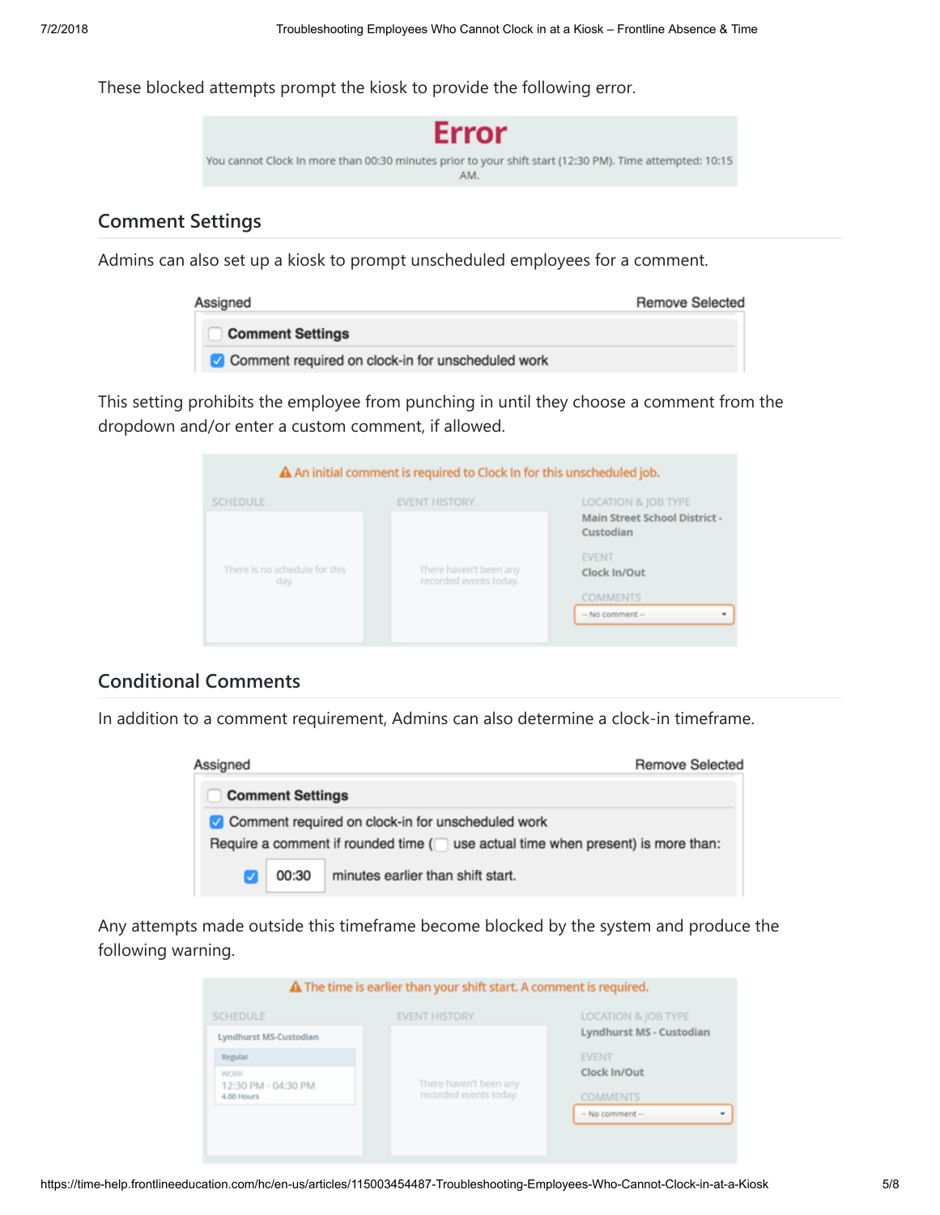These blocked attempts prompt the kiosk to provide the following error.

**Error**

You cannot Clock In more than 00:30 minutes prior to your shift start (12:30 PM). Time attempted: 10:15 AM.

## Comment Settings

Admins can also set up a kiosk to prompt unscheduled employees for a comment.

Assigned — Remove Selected

- [ ] **Comment Settings**
- [x] Comment required on clock-in for unscheduled work

This setting prohibits the employee from punching in until they choose a comment from the dropdown and/or enter a custom comment, if allowed.

⚠ An initial comment is required to Clock In for this unscheduled job.

SCHEDULE: There is no schedule for this day.

EVENT HISTORY: There haven't been any recorded events today.

LOCATION & JOB TYPE: Main Street School District - Custodian

EVENT: Clock In/Out

COMMENTS: -- No comment --

## Conditional Comments

In addition to a comment requirement, Admins can also determine a clock-in timeframe.

Assigned — Remove Selected

- [ ] **Comment Settings**
- [x] Comment required on clock-in for unscheduled work

Require a comment if rounded time ( [ ] use actual time when present) is more than:

- [x] 00:30 minutes earlier than shift start.

Any attempts made outside this timeframe become blocked by the system and produce the following warning.

⚠ The time is earlier than your shift start. A comment is required.

SCHEDULE: Lyndhurst MS-Custodian — Regular — WORK 12:30 PM - 04:30 PM, 4.00 Hours

EVENT HISTORY: There haven't been any recorded events today.

LOCATION & JOB TYPE: Lyndhurst MS - Custodian

EVENT: Clock In/Out

COMMENTS: -- No comment --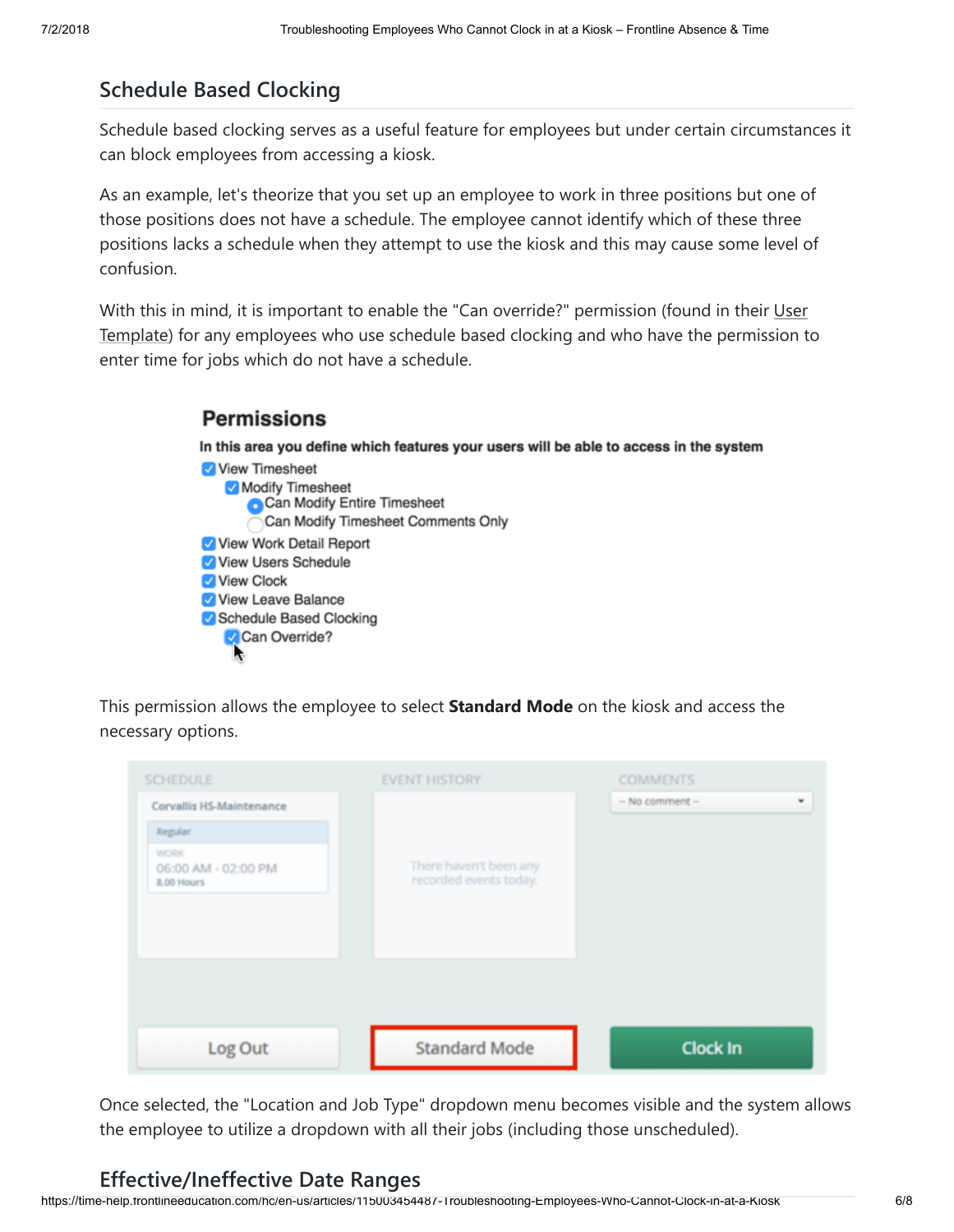## Schedule Based Clocking

Schedule based clocking serves as a useful feature for employees but under certain circumstances it can block employees from accessing a kiosk.

As an example, let's theorize that you set up an employee to work in three positions but one of those positions does not have a schedule. The employee cannot identify which of these three positions lacks a schedule when they attempt to use the kiosk and this may cause some level of confusion.

With this in mind, it is important to enable the "Can override?" permission (found in their User Template) for any employees who use schedule based clocking and who have the permission to enter time for jobs which do not have a schedule.

This permission allows the employee to select **Standard Mode** on the kiosk and access the necessary options.

Once selected, the "Location and Job Type" dropdown menu becomes visible and the system allows the employee to utilize a dropdown with all their jobs (including those unscheduled).

## Effective/Ineffective Date Ranges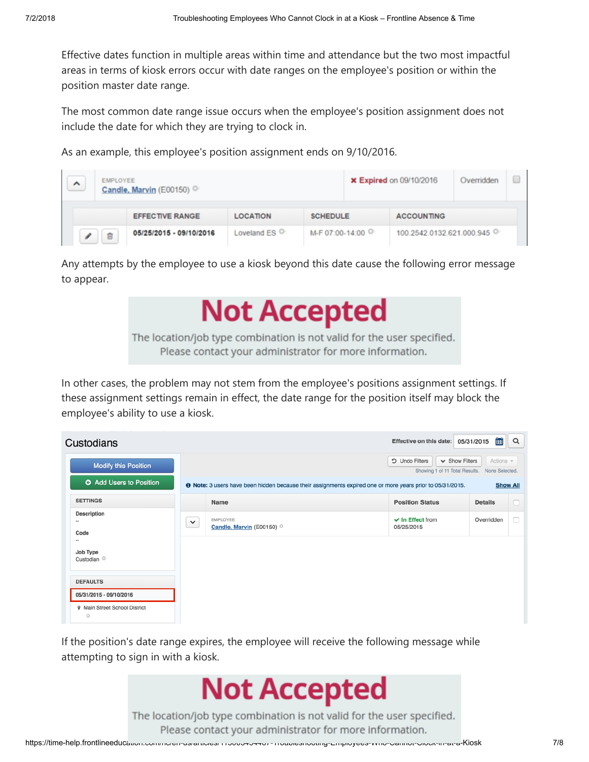Effective dates function in multiple areas within time and attendance but the two most impactful areas in terms of kiosk errors occur with date ranges on the employee's position or within the position master date range.

The most common date range issue occurs when the employee's position assignment does not include the date for which they are trying to clock in.

As an example, this employee's position assignment ends on 9/10/2016.

| EMPLOYEE Candle, Marvin (E00150) | | ✖ Expired on 09/10/2016 | Overridden |
|---|---|---|---|
| **EFFECTIVE RANGE** | **LOCATION** | **SCHEDULE** | **ACCOUNTING** |
| **05/25/2015 - 09/10/2016** | Loveland ES | M-F 07:00-14:00 | 100.2542.0132.621.000.945 |

Any attempts by the employee to use a kiosk beyond this date cause the following error message to appear.

**Not Accepted**

The location/job type combination is not valid for the user specified. Please contact your administrator for more information.

In other cases, the problem may not stem from the employee's positions assignment settings. If these assignment settings remain in effect, the date range for the position itself may block the employee's ability to use a kiosk.

**Custodians** — Effective on this date: 05/31/2015

Modify this Position | Add Users to Position

SETTINGS
- Description: --
- Code: --
- Job Type: Custodian

DEFAULTS
- 05/31/2015 - 09/10/2016
- Main Street School District

Undo Filters | Show Filters | Actions — Showing 1 of 11 Total Results. None Selected.

Note: 3 users have been hidden because their assignments expired one or more years prior to 05/31/2015. Show All

| Name | Position Status | Details |
|---|---|---|
| EMPLOYEE Candle, Marvin (E00150) | ✔ In Effect from 05/25/2015 | Overridden |

If the position's date range expires, the employee will receive the following message while attempting to sign in with a kiosk.

**Not Accepted**

The location/job type combination is not valid for the user specified. Please contact your administrator for more information.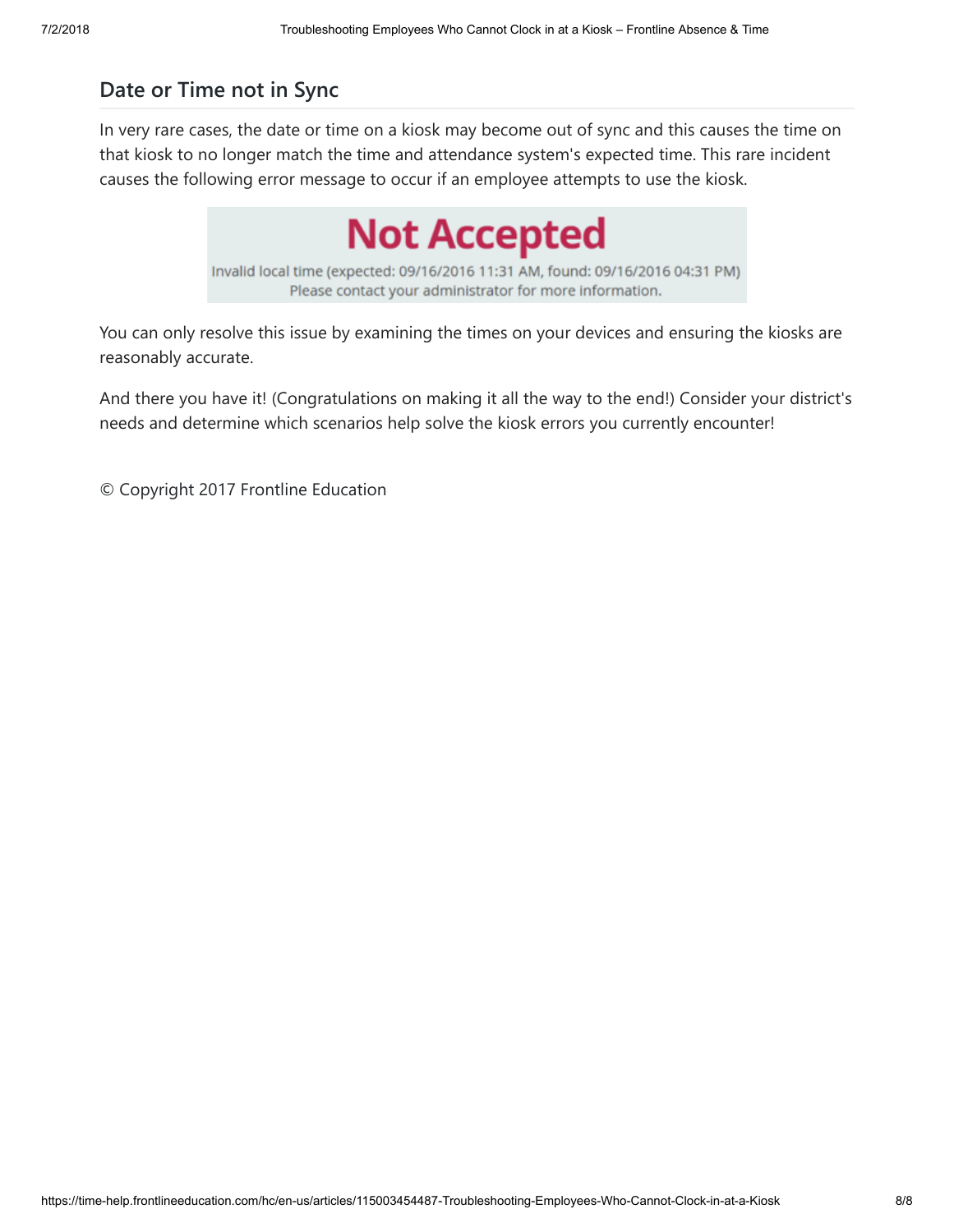## Date or Time not in Sync

In very rare cases, the date or time on a kiosk may become out of sync and this causes the time on that kiosk to no longer match the time and attendance system's expected time. This rare incident causes the following error message to occur if an employee attempts to use the kiosk.

**Not Accepted**

Invalid local time (expected: 09/16/2016 11:31 AM, found: 09/16/2016 04:31 PM)
Please contact your administrator for more information.

You can only resolve this issue by examining the times on your devices and ensuring the kiosks are reasonably accurate.

And there you have it! (Congratulations on making it all the way to the end!) Consider your district's needs and determine which scenarios help solve the kiosk errors you currently encounter!

© Copyright 2017 Frontline Education